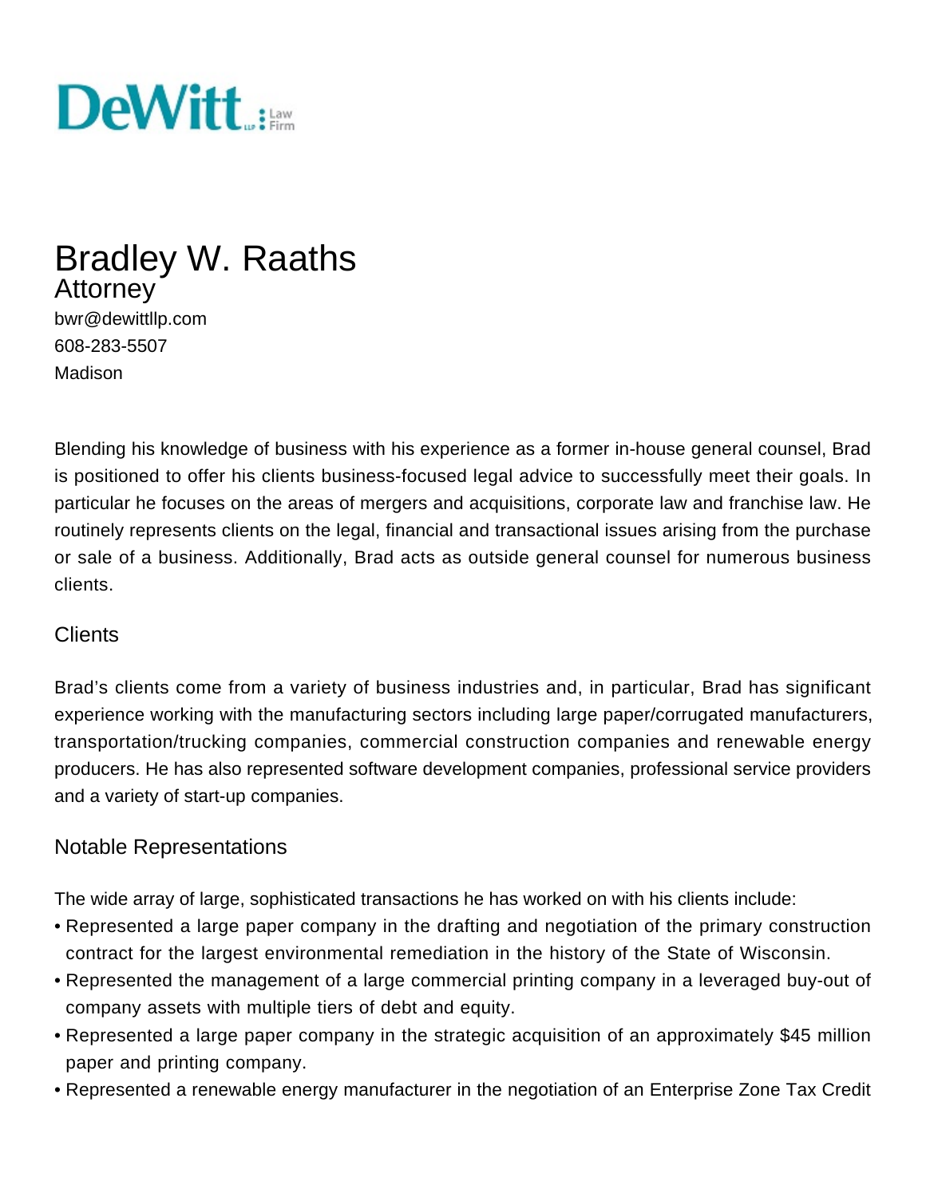DeWitt LLP Law Firm

# Bradley W. Raaths

## Attorney

bwr@dewittllp.com
608-283-5507
Madison

Blending his knowledge of business with his experience as a former in-house general counsel, Brad is positioned to offer his clients business-focused legal advice to successfully meet their goals. In particular he focuses on the areas of mergers and acquisitions, corporate law and franchise law. He routinely represents clients on the legal, financial and transactional issues arising from the purchase or sale of a business. Additionally, Brad acts as outside general counsel for numerous business clients.

### Clients

Brad's clients come from a variety of business industries and, in particular, Brad has significant experience working with the manufacturing sectors including large paper/corrugated manufacturers, transportation/trucking companies, commercial construction companies and renewable energy producers. He has also represented software development companies, professional service providers and a variety of start-up companies.

### Notable Representations

The wide array of large, sophisticated transactions he has worked on with his clients include:

- Represented a large paper company in the drafting and negotiation of the primary construction contract for the largest environmental remediation in the history of the State of Wisconsin.
- Represented the management of a large commercial printing company in a leveraged buy-out of company assets with multiple tiers of debt and equity.
- Represented a large paper company in the strategic acquisition of an approximately $45 million paper and printing company.
- Represented a renewable energy manufacturer in the negotiation of an Enterprise Zone Tax Credit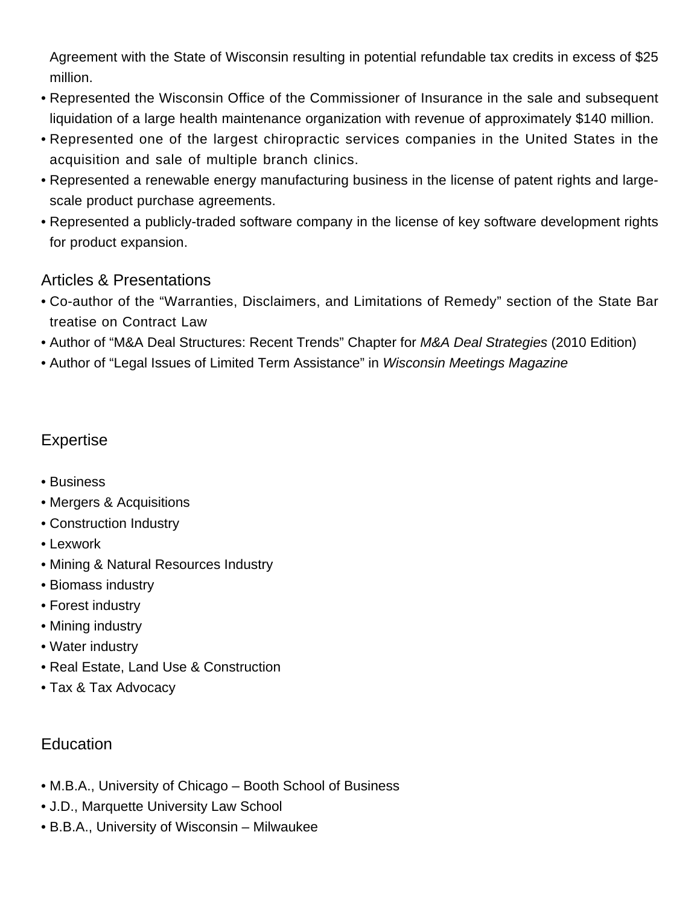Agreement with the State of Wisconsin resulting in potential refundable tax credits in excess of $25 million.

- Represented the Wisconsin Office of the Commissioner of Insurance in the sale and subsequent liquidation of a large health maintenance organization with revenue of approximately $140 million.
- Represented one of the largest chiropractic services companies in the United States in the acquisition and sale of multiple branch clinics.
- Represented a renewable energy manufacturing business in the license of patent rights and large-scale product purchase agreements.
- Represented a publicly-traded software company in the license of key software development rights for product expansion.

## Articles & Presentations

- Co-author of the "Warranties, Disclaimers, and Limitations of Remedy" section of the State Bar treatise on Contract Law
- Author of "M&A Deal Structures: Recent Trends" Chapter for *M&A Deal Strategies* (2010 Edition)
- Author of "Legal Issues of Limited Term Assistance" in *Wisconsin Meetings Magazine*

## Expertise

- Business
- Mergers & Acquisitions
- Construction Industry
- Lexwork
- Mining & Natural Resources Industry
- Biomass industry
- Forest industry
- Mining industry
- Water industry
- Real Estate, Land Use & Construction
- Tax & Tax Advocacy

## Education

- M.B.A., University of Chicago – Booth School of Business
- J.D., Marquette University Law School
- B.B.A., University of Wisconsin – Milwaukee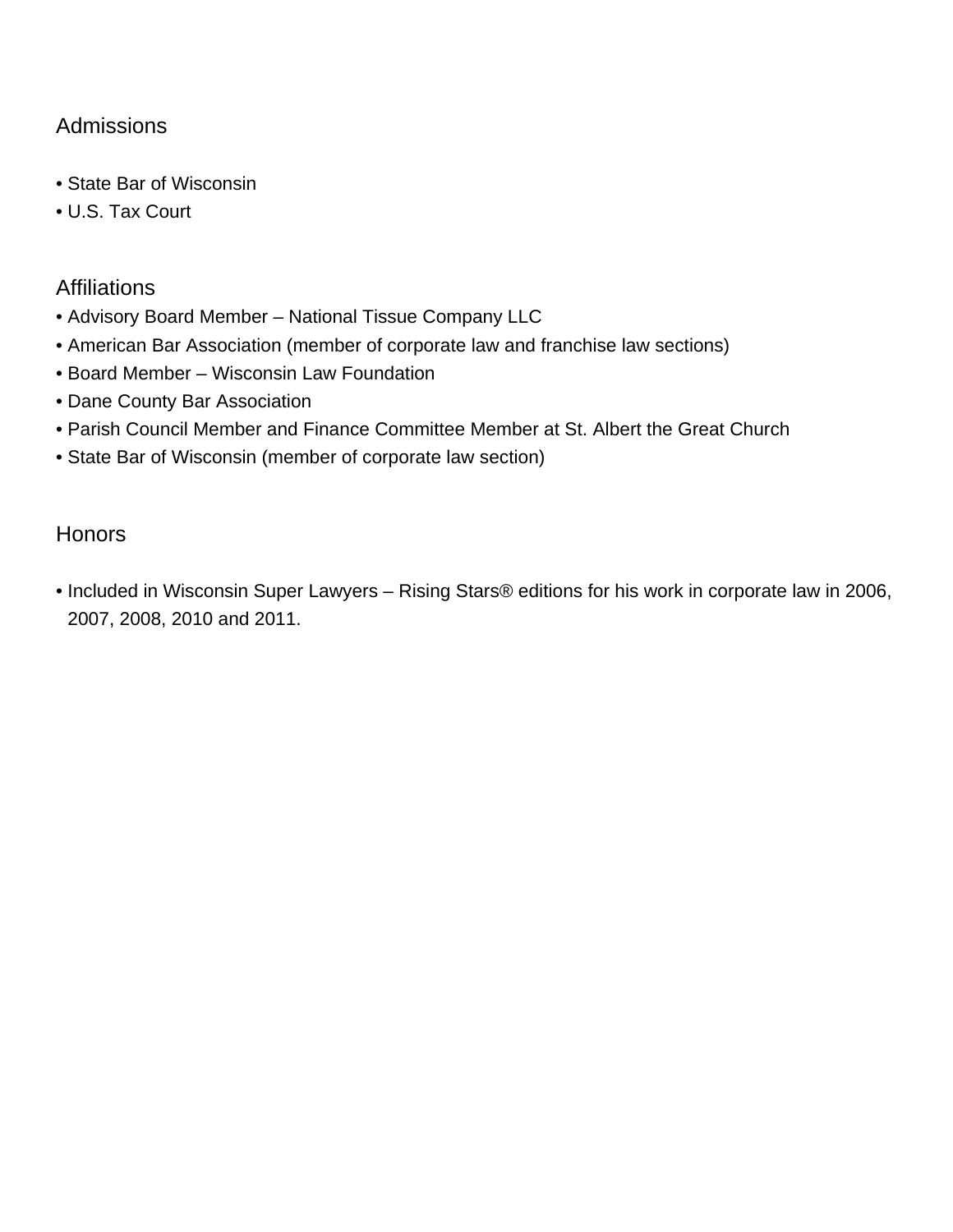## Admissions

- State Bar of Wisconsin
- U.S. Tax Court

## Affiliations

- Advisory Board Member – National Tissue Company LLC
- American Bar Association (member of corporate law and franchise law sections)
- Board Member – Wisconsin Law Foundation
- Dane County Bar Association
- Parish Council Member and Finance Committee Member at St. Albert the Great Church
- State Bar of Wisconsin (member of corporate law section)

## Honors

- Included in Wisconsin Super Lawyers – Rising Stars® editions for his work in corporate law in 2006, 2007, 2008, 2010 and 2011.